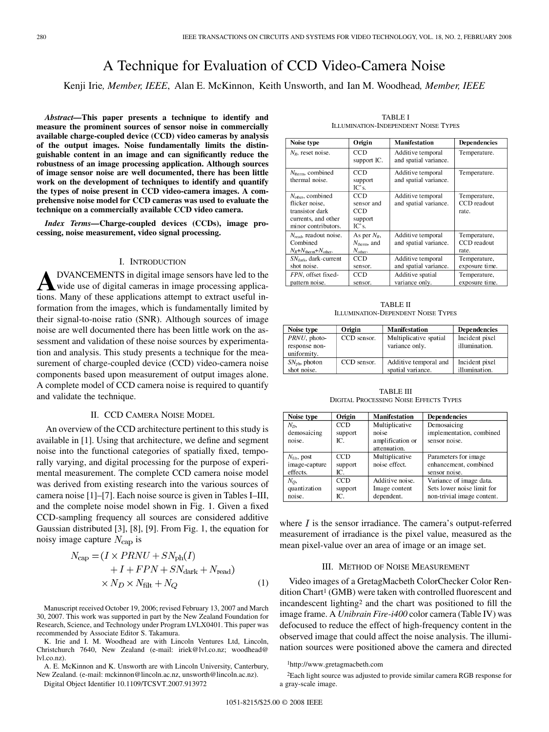# A Technique for Evaluation of CCD Video-Camera Noise

Kenji Irie, *Member, IEEE*, Alan E. McKinnon, Keith Unsworth, and Ian M. Woodhead, *Member, IEEE*

***Abstract*—This paper presents a technique to identify and measure the prominent sources of sensor noise in commercially available charge-coupled device (CCD) video cameras by analysis of the output images. Noise fundamentally limits the distinguishable content in an image and can significantly reduce the robustness of an image processing application. Although sources of image sensor noise are well documented, there has been little work on the development of techniques to identify and quantify the types of noise present in CCD video-camera images. A comprehensive noise model for CCD cameras was used to evaluate the technique on a commercially available CCD video camera.**

***Index Terms*—Charge-coupled devices (CCDs), image processing, noise measurement, video signal processing.**

## I. Introduction

ADVANCEMENTS in digital image sensors have led to the wide use of digital cameras in image processing applications. Many of these applications attempt to extract useful information from the images, which is fundamentally limited by their signal-to-noise ratio (SNR). Although sources of image noise are well documented there has been little work on the assessment and validation of these noise sources by experimentation and analysis. This study presents a technique for the measurement of charge-coupled device (CCD) video-camera noise components based upon measurement of output images alone. A complete model of CCD camera noise is required to quantify and validate the technique.

## II. CCD Camera Noise Model

An overview of the CCD architecture pertinent to this study is available in [1]. Using that architecture, we define and segment noise into the functional categories of spatially fixed, temporally varying, and digital processing for the purpose of experimental measurement. The complete CCD camera noise model was derived from existing research into the various sources of camera noise [1]–[7]. Each noise source is given in Tables I–III, and the complete noise model shown in Fig. 1. Given a fixed CCD-sampling frequency all sources are considered additive Gaussian distributed [3], [8], [9]. From Fig. 1, the equation for noisy image capture $N_{\text{cap}}$ is

$$N_{\text{cap}} = (I \times PRNU + SN_{\text{ph}}(I) + I + FPN + SN_{\text{dark}} + N_{\text{read}}) \times N_D \times N_{\text{filt}} + N_Q \tag{1}$$

where $I$ is the sensor irradiance. The camera's output-referred measurement of irradiance is the pixel value, measured as the mean pixel-value over an area of image or an image set.

TABLE I
Illumination-Independent Noise Types

| Noise type | Origin | Manifestation | Dependencies |
|---|---|---|---|
| $N_R$, reset noise. | CCD support IC. | Additive temporal and spatial variance. | Temperature. |
| $N_{\text{therm}}$, combined thermal noise. | CCD support IC's. | Additive temporal and spatial variance. | Temperature. |
| $N_{\text{other}}$, combined flicker noise, transistor dark currents, and other minor contributors. | CCD sensor and CCD support IC's. | Additive temporal and spatial variance. | Temperature, CCD readout rate. |
| $N_{\text{read}}$, readout noise. Combined $N_R$+$N_{\text{therm}}$+$N_{\text{other}}$. | As per $N_R$, $N_{\text{therm}}$, and $N_{\text{other}}$. | Additive temporal and spatial variance. | Temperature, CCD readout rate. |
| $SN_{\text{dark}}$, dark-current shot noise. | CCD sensor. | Additive temporal and spatial variance. | Temperature, exposure time. |
| *FPN*, offset fixed-pattern noise. | CCD sensor. | Additive spatial variance only. | Temperature, exposure time. |

TABLE II
Illumination-Dependent Noise Types

| Noise type | Origin | Manifestation | Dependencies |
|---|---|---|---|
| *PRNU*, photo-response non-uniformity. | CCD sensor. | Multiplicative spatial variance only. | Incident pixel illumination. |
| $SN_{\text{ph}}$, photon shot noise. | CCD sensor. | Additive temporal and spatial variance. | Incident pixel illumination. |

TABLE III
Digital Processing Noise Effects Types

| Noise type | Origin | Manifestation | Dependencies |
|---|---|---|---|
| $N_D$, demosaicing noise. | CCD support IC. | Multiplicative noise amplification or attenuation. | Demosaicing implementation, combined sensor noise. |
| $N_{\text{filt}}$, post image-capture effects. | CCD support IC. | Multiplicative noise effect. | Parameters for image enhancement, combined sensor noise. |
| $N_Q$, quantization noise. | CCD support IC. | Additive noise. Image content dependent. | Variance of image data. Sets lower noise limit for non-trivial image content. |

## III. Method of Noise Measurement

Video images of a GretagMacbeth ColorChecker Color Rendition Chart[1] (GMB) were taken with controlled fluorescent and incandescent lighting[2] and the chart was positioned to fill the image frame. A *Unibrain Fire-i400* color camera (Table IV) was defocused to reduce the effect of high-frequency content in the observed image that could affect the noise analysis. The illumination sources were positioned above the camera and directed

[1]http://www.gretagmacbeth.com

[2]Each light source was adjusted to provide similar camera RGB response for a gray-scale image.

Manuscript received October 19, 2006; revised February 13, 2007 and March 30, 2007. This work was supported in part by the New Zealand Foundation for Research, Science, and Technology under Program LVLX0401. This paper was recommended by Associate Editor S. Takamura.

K. Irie and I. M. Woodhead are with Lincoln Ventures Ltd, Lincoln, Christchurch 7640, New Zealand (e-mail: iriek@lvl.co.nz; woodhead@lvl.co.nz).

A. E. McKinnon and K. Unsworth are with Lincoln University, Canterbury, New Zealand. (e-mail: mckinnon@lincoln.ac.nz, unsworth@lincoln.ac.nz).

Digital Object Identifier 10.1109/TCSVT.2007.913972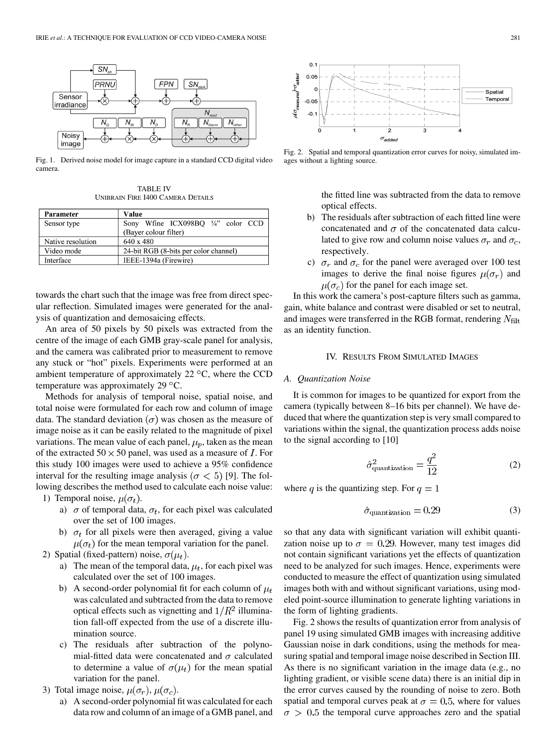Fig. 1. Derived noise model for image capture in a standard CCD digital video camera.

Fig. 2. Spatial and temporal quantization error curves for noisy, simulated images without a lighting source.

TABLE IV
UNIBRAIN FIRE I400 CAMERA DETAILS

| Parameter | Value |
|---|---|
| Sensor type | Sony Wfine ICX098BQ ¼" color CCD (Bayer colour filter) |
| Native resolution | 640 x 480 |
| Video mode | 24-bit RGB (8-bits per color channel) |
| Interface | IEEE-1394a (Firewire) |

towards the chart such that the image was free from direct specular reflection. Simulated images were generated for the analysis of quantization and demosaicing effects.

An area of 50 pixels by 50 pixels was extracted from the centre of the image of each GMB gray-scale panel for analysis, and the camera was calibrated prior to measurement to remove any stuck or "hot" pixels. Experiments were performed at an ambient temperature of approximately 22 °C, where the CCD temperature was approximately 29 °C.

Methods for analysis of temporal noise, spatial noise, and total noise were formulated for each row and column of image data. The standard deviation ($\sigma$) was chosen as the measure of image noise as it can be easily related to the magnitude of pixel variations. The mean value of each panel, $\mu_p$, taken as the mean of the extracted $50 \times 50$ panel, was used as a measure of $I$. For this study 100 images were used to achieve a 95% confidence interval for the resulting image analysis ($\sigma < 5$) [9]. The following describes the method used to calculate each noise value:

1) Temporal noise, $\mu(\sigma_t)$.
   a) $\sigma$ of temporal data, $\sigma_t$, for each pixel was calculated over the set of 100 images.
   b) $\sigma_t$ for all pixels were then averaged, giving a value $\mu(\sigma_t)$ for the mean temporal variation for the panel.
2) Spatial (fixed-pattern) noise, $\sigma(\mu_t)$.
   a) The mean of the temporal data, $\mu_t$, for each pixel was calculated over the set of 100 images.
   b) A second-order polynomial fit for each column of $\mu_t$ was calculated and subtracted from the data to remove optical effects such as vignetting and $1/R^2$ illumination fall-off expected from the use of a discrete illumination source.
   c) The residuals after subtraction of the polynomial-fitted data were concatenated and $\sigma$ calculated to determine a value of $\sigma(\mu_t)$ for the mean spatial variation for the panel.
3) Total image noise, $\mu(\sigma_r)$, $\mu(\sigma_c)$.
   a) A second-order polynomial fit was calculated for each data row and column of an image of a GMB panel, and the fitted line was subtracted from the data to remove optical effects.
   b) The residuals after subtraction of each fitted line were concatenated and $\sigma$ of the concatenated data calculated to give row and column noise values $\sigma_r$ and $\sigma_c$, respectively.
   c) $\sigma_r$ and $\sigma_c$ for the panel were averaged over 100 test images to derive the final noise figures $\mu(\sigma_r)$ and $\mu(\sigma_c)$ for the panel for each image set.

In this work the camera's post-capture filters such as gamma, gain, white balance and contrast were disabled or set to neutral, and images were transferred in the RGB format, rendering $N_{\text{filt}}$ as an identity function.

## IV. RESULTS FROM SIMULATED IMAGES

### A. Quantization Noise

It is common for images to be quantized for export from the camera (typically between 8–16 bits per channel). We have deduced that where the quantization step is very small compared to variations within the signal, the quantization process adds noise to the signal according to [10]

$$\hat{\sigma}^2_{\text{quantization}} = \frac{q^2}{12} \tag{2}$$

where $q$ is the quantizing step. For $q = 1$

$$\hat{\sigma}_{\text{quantization}} = 0.29 \tag{3}$$

so that any data with significant variation will exhibit quantization noise up to $\sigma = 0.29$. However, many test images did not contain significant variations yet the effects of quantization need to be analyzed for such images. Hence, experiments were conducted to measure the effect of quantization using simulated images both with and without significant variations, using modeled point-source illumination to generate lighting variations in the form of lighting gradients.

Fig. 2 shows the results of quantization error from analysis of panel 19 using simulated GMB images with increasing additive Gaussian noise in dark conditions, using the methods for measuring spatial and temporal image noise described in Section III. As there is no significant variation in the image data (e.g., no lighting gradient, or visible scene data) there is an initial dip in the error curves caused by the rounding of noise to zero. Both spatial and temporal curves peak at $\sigma = 0.5$, where for values $\sigma > 0.5$ the temporal curve approaches zero and the spatial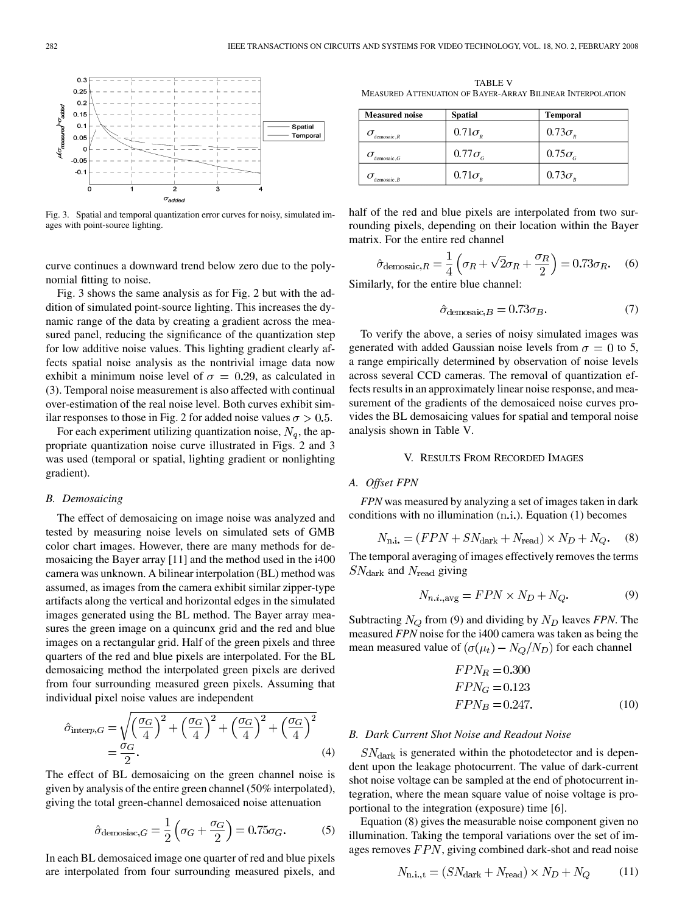Fig. 3. Spatial and temporal quantization error curves for noisy, simulated images with point-source lighting.

curve continues a downward trend below zero due to the polynomial fitting to noise.

Fig. 3 shows the same analysis as for Fig. 2 but with the addition of simulated point-source lighting. This increases the dynamic range of the data by creating a gradient across the measured panel, reducing the significance of the quantization step for low additive noise values. This lighting gradient clearly affects spatial noise analysis as the nontrivial image data now exhibit a minimum noise level of $\sigma = 0.29$, as calculated in (3). Temporal noise measurement is also affected with continual over-estimation of the real noise level. Both curves exhibit similar responses to those in Fig. 2 for added noise values $\sigma > 0.5$.

For each experiment utilizing quantization noise, $N_q$, the appropriate quantization noise curve illustrated in Figs. 2 and 3 was used (temporal or spatial, lighting gradient or nonlighting gradient).

### B. Demosaicing

The effect of demosaicing on image noise was analyzed and tested by measuring noise levels on simulated sets of GMB color chart images. However, there are many methods for demosaicing the Bayer array [11] and the method used in the i400 camera was unknown. A bilinear interpolation (BL) method was assumed, as images from the camera exhibit similar zipper-type artifacts along the vertical and horizontal edges in the simulated images generated using the BL method. The Bayer array measures the green image on a quincunx grid and the red and blue images on a rectangular grid. Half of the green pixels and three quarters of the red and blue pixels are interpolated. For the BL demosaicing method the interpolated green pixels are derived from four surrounding measured green pixels. Assuming that individual pixel noise values are independent

$$\hat{\sigma}_{\text{interp},G} = \sqrt{\left(\frac{\sigma_G}{4}\right)^2 + \left(\frac{\sigma_G}{4}\right)^2 + \left(\frac{\sigma_G}{4}\right)^2 + \left(\frac{\sigma_G}{4}\right)^2} = \frac{\sigma_G}{2}. \quad (4)$$

The effect of BL demosaicing on the green channel noise is given by analysis of the entire green channel (50% interpolated), giving the total green-channel demosaiced noise attenuation

$$\hat{\sigma}_{\text{demosiac},G} = \frac{1}{2}\left(\sigma_G + \frac{\sigma_G}{2}\right) = 0.75\sigma_G. \quad (5)$$

In each BL demosaiced image one quarter of red and blue pixels are interpolated from four surrounding measured pixels, and half of the red and blue pixels are interpolated from two surrounding pixels, depending on their location within the Bayer matrix. For the entire red channel

$$\hat{\sigma}_{\text{demosaic},R} = \frac{1}{4}\left(\sigma_R + \sqrt{2}\sigma_R + \frac{\sigma_R}{2}\right) = 0.73\sigma_R. \quad (6)$$

Similarly, for the entire blue channel:

$$\hat{\sigma}_{\text{demosaic},B} = 0.73\sigma_B. \quad (7)$$

To verify the above, a series of noisy simulated images was generated with added Gaussian noise levels from $\sigma = 0$ to 5, a range empirically determined by observation of noise levels across several CCD cameras. The removal of quantization effects results in an approximately linear noise response, and measurement of the gradients of the demosaiced noise curves provides the BL demosaicing values for spatial and temporal noise analysis shown in Table V.

TABLE V
MEASURED ATTENUATION OF BAYER-ARRAY BILINEAR INTERPOLATION

| Measured noise | Spatial | Temporal |
|---|---|---|
| $\sigma_{\text{demosaic},R}$ | $0.71\sigma_R$ | $0.73\sigma_R$ |
| $\sigma_{\text{demosaic},G}$ | $0.77\sigma_G$ | $0.75\sigma_G$ |
| $\sigma_{\text{demosaic},B}$ | $0.71\sigma_B$ | $0.73\sigma_B$ |

## V. Results From Recorded Images

### A. Offset FPN

*FPN* was measured by analyzing a set of images taken in dark conditions with no illumination (n.i.). Equation (1) becomes

$$N_{\text{n.i.}} = (FPN + SN_{\text{dark}} + N_{\text{read}}) \times N_D + N_Q. \quad (8)$$

The temporal averaging of images effectively removes the terms $SN_{\text{dark}}$ and $N_{\text{read}}$ giving

$$N_{n.i.,\text{avg}} = FPN \times N_D + N_Q. \quad (9)$$

Subtracting $N_Q$ from (9) and dividing by $N_D$ leaves *FPN*. The measured *FPN* noise for the i400 camera was taken as being the mean measured value of $(\sigma(\mu_t) - N_Q/N_D)$ for each channel

$$\begin{aligned} FPN_R &= 0.300 \\ FPN_G &= 0.123 \\ FPN_B &= 0.247. \end{aligned} \quad (10)$$

### B. Dark Current Shot Noise and Readout Noise

$SN_{\text{dark}}$ is generated within the photodetector and is dependent upon the leakage photocurrent. The value of dark-current shot noise voltage can be sampled at the end of photocurrent integration, where the mean square value of noise voltage is proportional to the integration (exposure) time [6].

Equation (8) gives the measurable noise component given no illumination. Taking the temporal variations over the set of images removes $FPN$, giving combined dark-shot and read noise

$$N_{\text{n.i.,t}} = (SN_{\text{dark}} + N_{\text{read}}) \times N_D + N_Q \quad (11)$$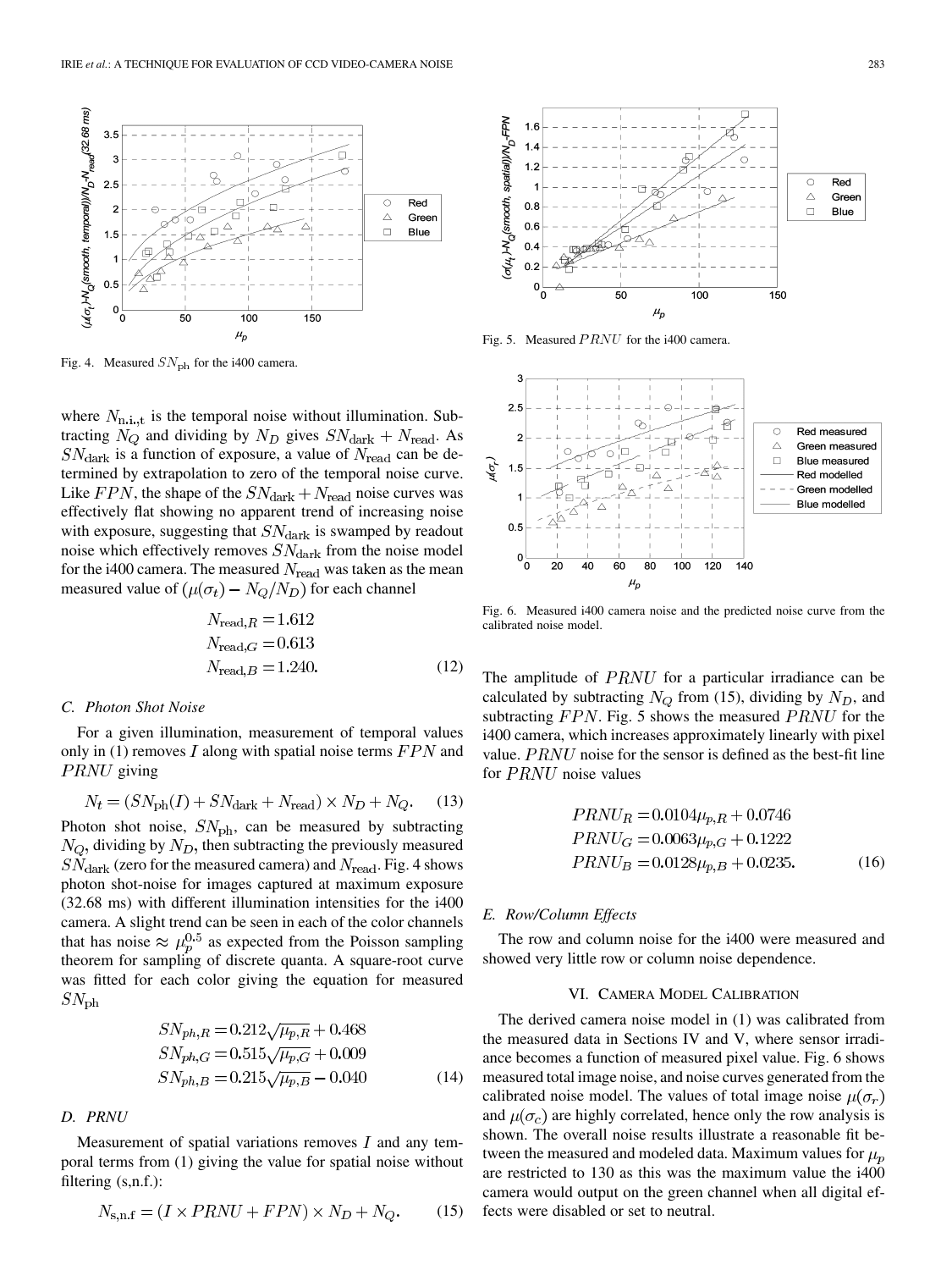Fig. 4. Measured $SN_{\mathrm{ph}}$ for the i400 camera.

where $N_{\mathrm{n.i.,t}}$ is the temporal noise without illumination. Subtracting $N_Q$ and dividing by $N_D$ gives $SN_{\mathrm{dark}} + N_{\mathrm{read}}$. As $SN_{\mathrm{dark}}$ is a function of exposure, a value of $N_{\mathrm{read}}$ can be determined by extrapolation to zero of the temporal noise curve. Like $FPN$, the shape of the $SN_{\mathrm{dark}} + N_{\mathrm{read}}$ noise curves was effectively flat showing no apparent trend of increasing noise with exposure, suggesting that $SN_{\mathrm{dark}}$ is swamped by readout noise which effectively removes $SN_{\mathrm{dark}}$ from the noise model for the i400 camera. The measured $N_{\mathrm{read}}$ was taken as the mean measured value of $(\mu(\sigma_t) - N_Q/N_D)$ for each channel

$$
\begin{aligned}
N_{\mathrm{read},R} &= 1.612 \\
N_{\mathrm{read},G} &= 0.613 \\
N_{\mathrm{read},B} &= 1.240.
\end{aligned} \tag{12}
$$

### C. Photon Shot Noise

For a given illumination, measurement of temporal values only in (1) removes $I$ along with spatial noise terms $FPN$ and $PRNU$ giving

$$
N_t = (SN_{\mathrm{ph}}(I) + SN_{\mathrm{dark}} + N_{\mathrm{read}}) \times N_D + N_Q. \tag{13}
$$

Photon shot noise, $SN_{\mathrm{ph}}$, can be measured by subtracting $N_Q$, dividing by $N_D$, then subtracting the previously measured $SN_{\mathrm{dark}}$ (zero for the measured camera) and $N_{\mathrm{read}}$. Fig. 4 shows photon shot-noise for images captured at maximum exposure (32.68 ms) with different illumination intensities for the i400 camera. A slight trend can be seen in each of the color channels that has noise $\approx \mu_p^{0.5}$ as expected from the Poisson sampling theorem for sampling of discrete quanta. A square-root curve was fitted for each color giving the equation for measured $SN_{\mathrm{ph}}$

$$
\begin{aligned}
SN_{ph,R} &= 0.212\sqrt{\mu_{p,R}} + 0.468 \\
SN_{ph,G} &= 0.515\sqrt{\mu_{p,G}} + 0.009 \\
SN_{ph,B} &= 0.215\sqrt{\mu_{p,B}} - 0.040
\end{aligned} \tag{14}
$$

### D. PRNU

Measurement of spatial variations removes $I$ and any temporal terms from (1) giving the value for spatial noise without filtering (s,n.f.):

$$
N_{\mathrm{s,n.f}} = (I \times PRNU + FPN) \times N_D + N_Q. \tag{15}
$$

Fig. 5. Measured $PRNU$ for the i400 camera.

Fig. 6. Measured i400 camera noise and the predicted noise curve from the calibrated noise model.

The amplitude of $PRNU$ for a particular irradiance can be calculated by subtracting $N_Q$ from (15), dividing by $N_D$, and subtracting $FPN$. Fig. 5 shows the measured $PRNU$ for the i400 camera, which increases approximately linearly with pixel value. $PRNU$ noise for the sensor is defined as the best-fit line for $PRNU$ noise values

$$
\begin{aligned}
PRNU_R &= 0.0104\mu_{p,R} + 0.0746 \\
PRNU_G &= 0.0063\mu_{p,G} + 0.1222 \\
PRNU_B &= 0.0128\mu_{p,B} + 0.0235.
\end{aligned} \tag{16}
$$

### E. Row/Column Effects

The row and column noise for the i400 were measured and showed very little row or column noise dependence.

## VI. Camera Model Calibration

The derived camera noise model in (1) was calibrated from the measured data in Sections IV and V, where sensor irradiance becomes a function of measured pixel value. Fig. 6 shows measured total image noise, and noise curves generated from the calibrated noise model. The values of total image noise $\mu(\sigma_r)$ and $\mu(\sigma_c)$ are highly correlated, hence only the row analysis is shown. The overall noise results illustrate a reasonable fit between the measured and modeled data. Maximum values for $\mu_p$ are restricted to 130 as this was the maximum value the i400 camera would output on the green channel when all digital effects were disabled or set to neutral.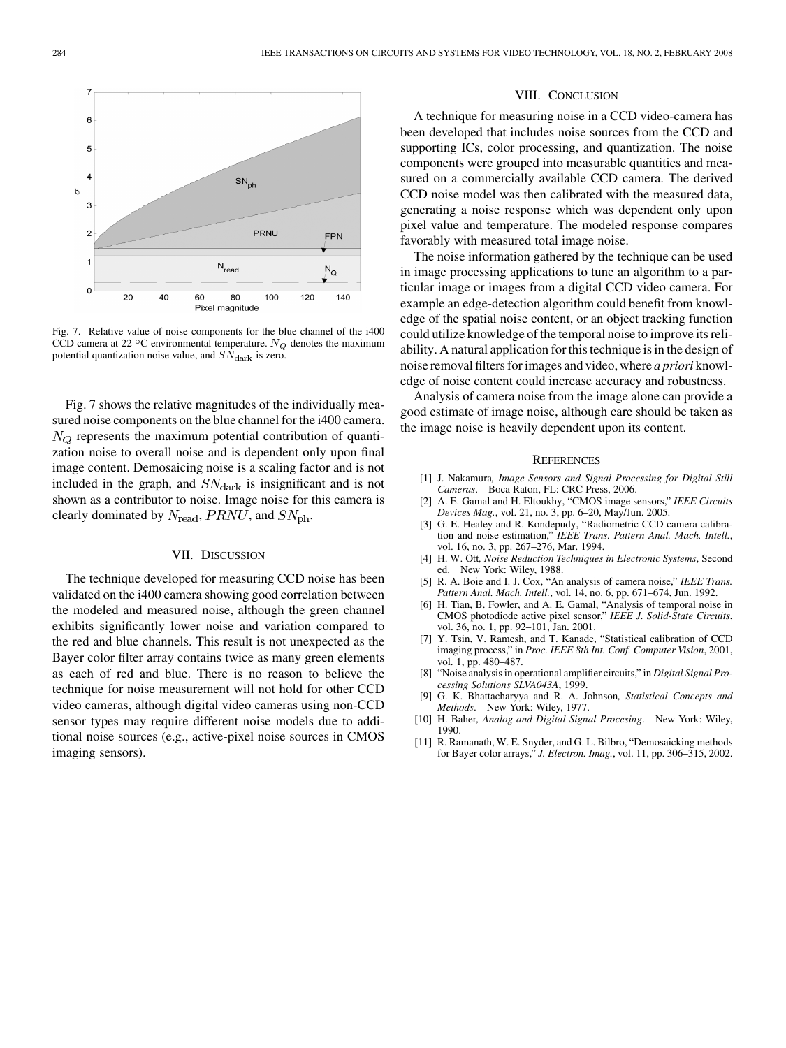7

6

5

4

σ

3

2

1

0

20 40 60 80 100 120 140

Pixel magnitude

$SN_{ph}$

PRNU

FPN

$N_{read}$

$N_Q$

Fig. 7. Relative value of noise components for the blue channel of the i400 CCD camera at 22 °C environmental temperature. $N_Q$ denotes the maximum potential quantization noise value, and $SN_{\text{dark}}$ is zero.

Fig. 7 shows the relative magnitudes of the individually measured noise components on the blue channel for the i400 camera. $N_Q$ represents the maximum potential contribution of quantization noise to overall noise and is dependent only upon final image content. Demosaicing noise is a scaling factor and is not included in the graph, and $SN_{\text{dark}}$ is insignificant and is not shown as a contributor to noise. Image noise for this camera is clearly dominated by $N_{\text{read}}$, $PRNU$, and $SN_{\text{ph}}$.

## VII. Discussion

The technique developed for measuring CCD noise has been validated on the i400 camera showing good correlation between the modeled and measured noise, although the green channel exhibits significantly lower noise and variation compared to the red and blue channels. This result is not unexpected as the Bayer color filter array contains twice as many green elements as each of red and blue. There is no reason to believe the technique for noise measurement will not hold for other CCD video cameras, although digital video cameras using non-CCD sensor types may require different noise models due to additional noise sources (e.g., active-pixel noise sources in CMOS imaging sensors).

## VIII. Conclusion

A technique for measuring noise in a CCD video-camera has been developed that includes noise sources from the CCD and supporting ICs, color processing, and quantization. The noise components were grouped into measurable quantities and measured on a commercially available CCD camera. The derived CCD noise model was then calibrated with the measured data, generating a noise response which was dependent only upon pixel value and temperature. The modeled response compares favorably with measured total image noise.

The noise information gathered by the technique can be used in image processing applications to tune an algorithm to a particular image or images from a digital CCD video camera. For example an edge-detection algorithm could benefit from knowledge of the spatial noise content, or an object tracking function could utilize knowledge of the temporal noise to improve its reliability. A natural application for this technique is in the design of noise removal filters for images and video, where *a priori* knowledge of noise content could increase accuracy and robustness.

Analysis of camera noise from the image alone can provide a good estimate of image noise, although care should be taken as the image noise is heavily dependent upon its content.

## References

[1] J. Nakamura, *Image Sensors and Signal Processing for Digital Still Cameras*. Boca Raton, FL: CRC Press, 2006.

[2] A. E. Gamal and H. Eltoukhy, "CMOS image sensors," *IEEE Circuits Devices Mag.*, vol. 21, no. 3, pp. 6–20, May/Jun. 2005.

[3] G. E. Healey and R. Kondepudy, "Radiometric CCD camera calibration and noise estimation," *IEEE Trans. Pattern Anal. Mach. Intell.*, vol. 16, no. 3, pp. 267–276, Mar. 1994.

[4] H. W. Ott, *Noise Reduction Techniques in Electronic Systems*, Second ed. New York: Wiley, 1988.

[5] R. A. Boie and I. J. Cox, "An analysis of camera noise," *IEEE Trans. Pattern Anal. Mach. Intell.*, vol. 14, no. 6, pp. 671–674, Jun. 1992.

[6] H. Tian, B. Fowler, and A. E. Gamal, "Analysis of temporal noise in CMOS photodiode active pixel sensor," *IEEE J. Solid-State Circuits*, vol. 36, no. 1, pp. 92–101, Jan. 2001.

[7] Y. Tsin, V. Ramesh, and T. Kanade, "Statistical calibration of CCD imaging process," in *Proc. IEEE 8th Int. Conf. Computer Vision*, 2001, vol. 1, pp. 480–487.

[8] "Noise analysis in operational amplifier circuits," in *Digital Signal Processing Solutions SLVA043A*, 1999.

[9] G. K. Bhattacharyya and R. A. Johnson, *Statistical Concepts and Methods*. New York: Wiley, 1977.

[10] H. Baher, *Analog and Digital Signal Procesing*. New York: Wiley, 1990.

[11] R. Ramanath, W. E. Snyder, and G. L. Bilbro, "Demosaicking methods for Bayer color arrays," *J. Electron. Imag.*, vol. 11, pp. 306–315, 2002.